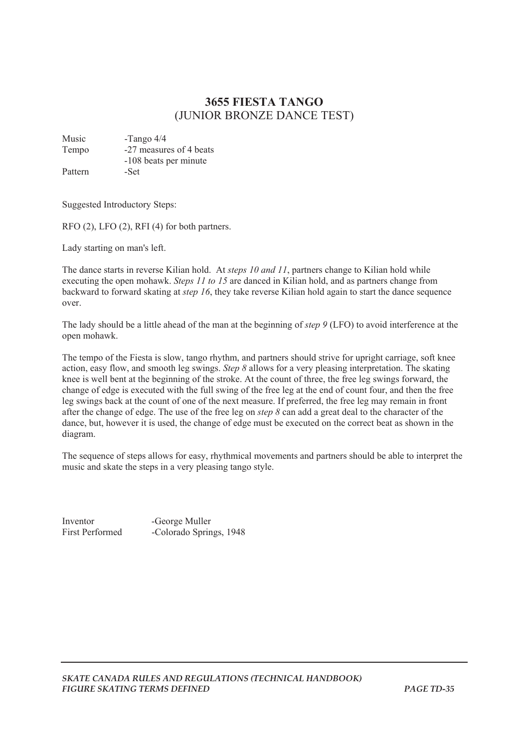# 3655 FIESTA TANGO
## (JUNIOR BRONZE DANCE TEST)

| | |
|---|---|
| Music | -Tango 4/4 |
| Tempo | -27 measures of 4 beats |
| | -108 beats per minute |
| Pattern | -Set |

Suggested Introductory Steps:

RFO (2), LFO (2), RFI (4) for both partners.

Lady starting on man's left.

The dance starts in reverse Kilian hold. At *steps 10 and 11*, partners change to Kilian hold while executing the open mohawk. *Steps 11 to 15* are danced in Kilian hold, and as partners change from backward to forward skating at *step 16*, they take reverse Kilian hold again to start the dance sequence over.

The lady should be a little ahead of the man at the beginning of *step 9* (LFO) to avoid interference at the open mohawk.

The tempo of the Fiesta is slow, tango rhythm, and partners should strive for upright carriage, soft knee action, easy flow, and smooth leg swings. *Step 8* allows for a very pleasing interpretation. The skating knee is well bent at the beginning of the stroke. At the count of three, the free leg swings forward, the change of edge is executed with the full swing of the free leg at the end of count four, and then the free leg swings back at the count of one of the next measure. If preferred, the free leg may remain in front after the change of edge. The use of the free leg on *step 8* can add a great deal to the character of the dance, but, however it is used, the change of edge must be executed on the correct beat as shown in the diagram.

The sequence of steps allows for easy, rhythmical movements and partners should be able to interpret the music and skate the steps in a very pleasing tango style.

| | |
|---|---|
| Inventor | -George Muller |
| First Performed | -Colorado Springs, 1948 |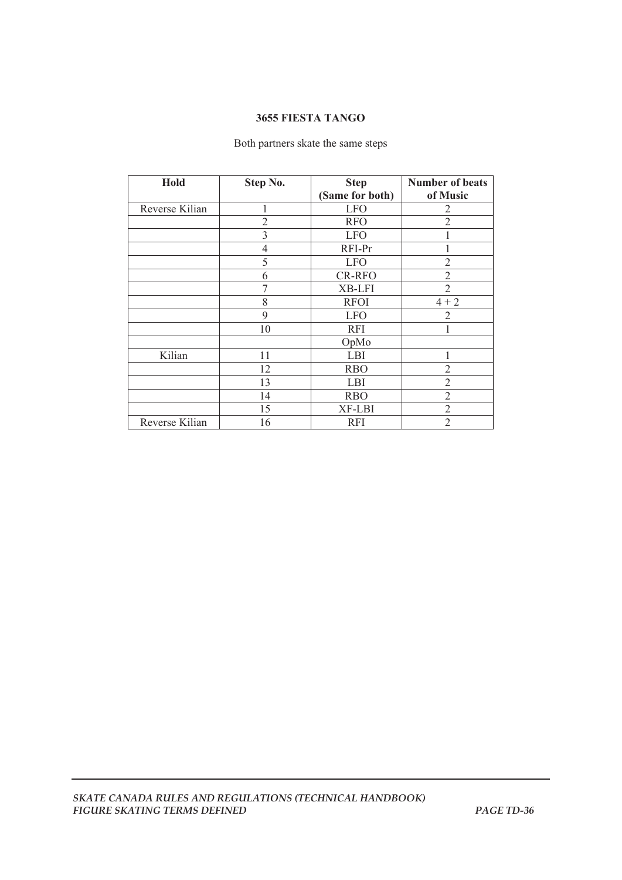### 3655 FIESTA TANGO

Both partners skate the same steps

| Hold | Step No. | Step (Same for both) | Number of beats of Music |
|---|---|---|---|
| Reverse Kilian | 1 | LFO | 2 |
| | 2 | RFO | 2 |
| | 3 | LFO | 1 |
| | 4 | RFI-Pr | 1 |
| | 5 | LFO | 2 |
| | 6 | CR-RFO | 2 |
| | 7 | XB-LFI | 2 |
| | 8 | RFOI | 4 + 2 |
| | 9 | LFO | 2 |
| | 10 | RFI | 1 |
| | | OpMo | |
| Kilian | 11 | LBI | 1 |
| | 12 | RBO | 2 |
| | 13 | LBI | 2 |
| | 14 | RBO | 2 |
| | 15 | XF-LBI | 2 |
| Reverse Kilian | 16 | RFI | 2 |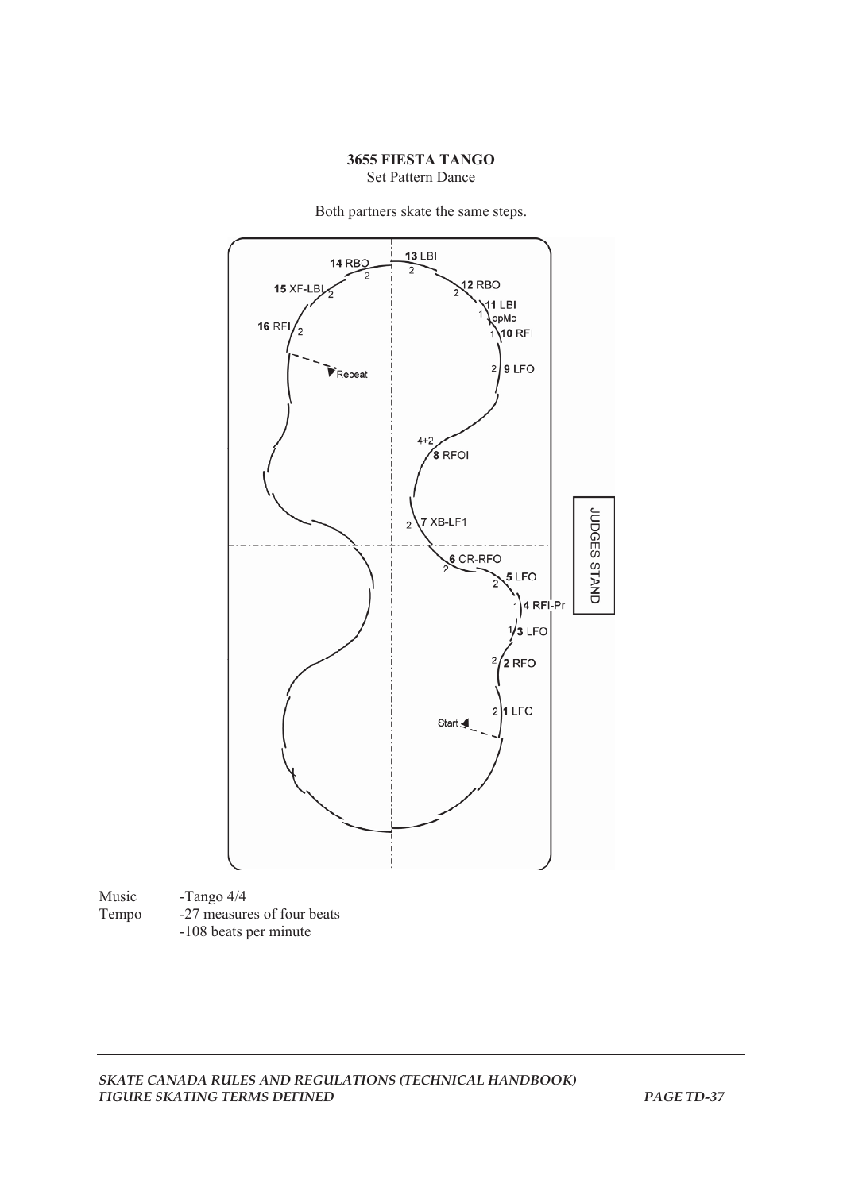**3655 FIESTA TANGO**
Set Pattern Dance

Both partners skate the same steps.

13 LBI
2
14 RBO
2
12 RBO
2
15 XF-LBI
2
11 LBI
1
opMo
16 RFI
2
1
10 RFI
Repeat
2
9 LFO
4+2
8 RFOI
JUDGES STAND
2
7 XB-LF1
6 CR-RFO
2
5 LFO
2
1
4 RFI-Pr
1
3 LFO
2
2 RFO
2
1 LFO
Start

Music -Tango 4/4
Tempo -27 measures of four beats
-108 beats per minute